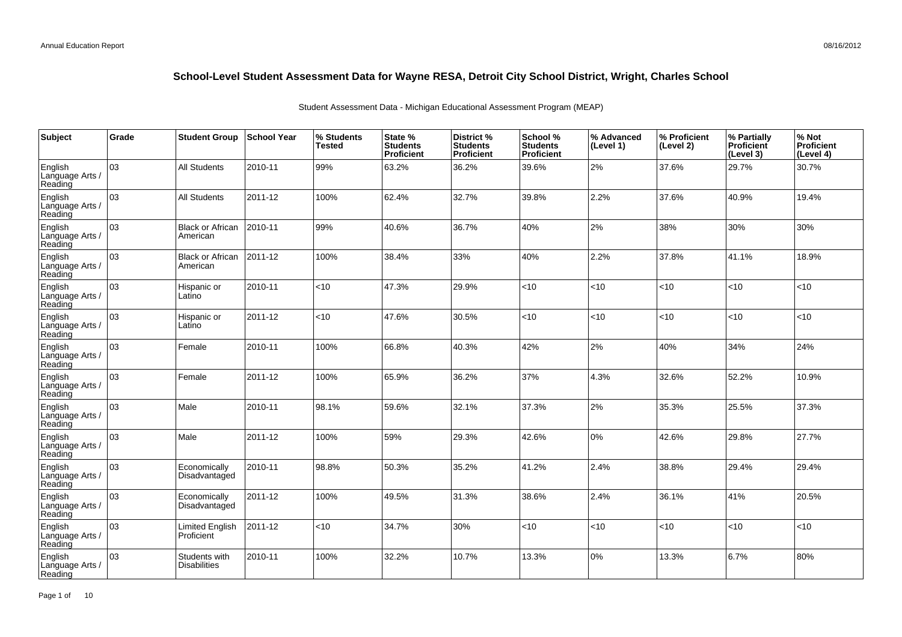# School-Level Student Assessment Data for Wayne RESA, Detroit City School District, Wright, Charles School

Student Assessment Data - Michigan Educational Assessment Program (MEAP)

| Subject | Grade | Student Group | School Year | % Students Tested | State % Students Proficient | District % Students Proficient | School % Students Proficient | % Advanced (Level 1) | % Proficient (Level 2) | % Partially Proficient (Level 3) | % Not Proficient (Level 4) |
|---|---|---|---|---|---|---|---|---|---|---|---|
| English Language Arts / Reading | 03 | All Students | 2010-11 | 99% | 63.2% | 36.2% | 39.6% | 2% | 37.6% | 29.7% | 30.7% |
| English Language Arts / Reading | 03 | All Students | 2011-12 | 100% | 62.4% | 32.7% | 39.8% | 2.2% | 37.6% | 40.9% | 19.4% |
| English Language Arts / Reading | 03 | Black or African American | 2010-11 | 99% | 40.6% | 36.7% | 40% | 2% | 38% | 30% | 30% |
| English Language Arts / Reading | 03 | Black or African American | 2011-12 | 100% | 38.4% | 33% | 40% | 2.2% | 37.8% | 41.1% | 18.9% |
| English Language Arts / Reading | 03 | Hispanic or Latino | 2010-11 | <10 | 47.3% | 29.9% | <10 | <10 | <10 | <10 | <10 |
| English Language Arts / Reading | 03 | Hispanic or Latino | 2011-12 | <10 | 47.6% | 30.5% | <10 | <10 | <10 | <10 | <10 |
| English Language Arts / Reading | 03 | Female | 2010-11 | 100% | 66.8% | 40.3% | 42% | 2% | 40% | 34% | 24% |
| English Language Arts / Reading | 03 | Female | 2011-12 | 100% | 65.9% | 36.2% | 37% | 4.3% | 32.6% | 52.2% | 10.9% |
| English Language Arts / Reading | 03 | Male | 2010-11 | 98.1% | 59.6% | 32.1% | 37.3% | 2% | 35.3% | 25.5% | 37.3% |
| English Language Arts / Reading | 03 | Male | 2011-12 | 100% | 59% | 29.3% | 42.6% | 0% | 42.6% | 29.8% | 27.7% |
| English Language Arts / Reading | 03 | Economically Disadvantaged | 2010-11 | 98.8% | 50.3% | 35.2% | 41.2% | 2.4% | 38.8% | 29.4% | 29.4% |
| English Language Arts / Reading | 03 | Economically Disadvantaged | 2011-12 | 100% | 49.5% | 31.3% | 38.6% | 2.4% | 36.1% | 41% | 20.5% |
| English Language Arts / Reading | 03 | Limited English Proficient | 2011-12 | <10 | 34.7% | 30% | <10 | <10 | <10 | <10 | <10 |
| English Language Arts / Reading | 03 | Students with Disabilities | 2010-11 | 100% | 32.2% | 10.7% | 13.3% | 0% | 13.3% | 6.7% | 80% |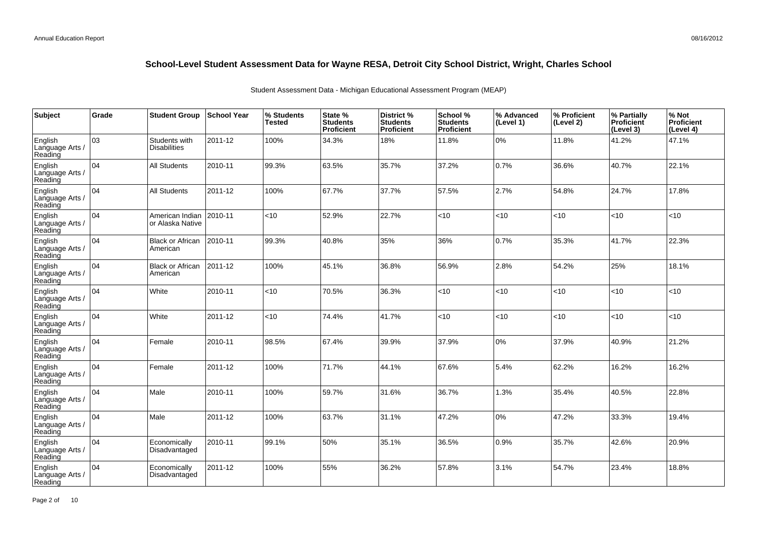## School-Level Student Assessment Data for Wayne RESA, Detroit City School District, Wright, Charles School

Student Assessment Data - Michigan Educational Assessment Program (MEAP)

| Subject | Grade | Student Group | School Year | % Students Tested | State % Students Proficient | District % Students Proficient | School % Students Proficient | % Advanced (Level 1) | % Proficient (Level 2) | % Partially Proficient (Level 3) | % Not Proficient (Level 4) |
|---|---|---|---|---|---|---|---|---|---|---|---|
| English Language Arts / Reading | 03 | Students with Disabilities | 2011-12 | 100% | 34.3% | 18% | 11.8% | 0% | 11.8% | 41.2% | 47.1% |
| English Language Arts / Reading | 04 | All Students | 2010-11 | 99.3% | 63.5% | 35.7% | 37.2% | 0.7% | 36.6% | 40.7% | 22.1% |
| English Language Arts / Reading | 04 | All Students | 2011-12 | 100% | 67.7% | 37.7% | 57.5% | 2.7% | 54.8% | 24.7% | 17.8% |
| English Language Arts / Reading | 04 | American Indian or Alaska Native | 2010-11 | <10 | 52.9% | 22.7% | <10 | <10 | <10 | <10 | <10 |
| English Language Arts / Reading | 04 | Black or African American | 2010-11 | 99.3% | 40.8% | 35% | 36% | 0.7% | 35.3% | 41.7% | 22.3% |
| English Language Arts / Reading | 04 | Black or African American | 2011-12 | 100% | 45.1% | 36.8% | 56.9% | 2.8% | 54.2% | 25% | 18.1% |
| English Language Arts / Reading | 04 | White | 2010-11 | <10 | 70.5% | 36.3% | <10 | <10 | <10 | <10 | <10 |
| English Language Arts / Reading | 04 | White | 2011-12 | <10 | 74.4% | 41.7% | <10 | <10 | <10 | <10 | <10 |
| English Language Arts / Reading | 04 | Female | 2010-11 | 98.5% | 67.4% | 39.9% | 37.9% | 0% | 37.9% | 40.9% | 21.2% |
| English Language Arts / Reading | 04 | Female | 2011-12 | 100% | 71.7% | 44.1% | 67.6% | 5.4% | 62.2% | 16.2% | 16.2% |
| English Language Arts / Reading | 04 | Male | 2010-11 | 100% | 59.7% | 31.6% | 36.7% | 1.3% | 35.4% | 40.5% | 22.8% |
| English Language Arts / Reading | 04 | Male | 2011-12 | 100% | 63.7% | 31.1% | 47.2% | 0% | 47.2% | 33.3% | 19.4% |
| English Language Arts / Reading | 04 | Economically Disadvantaged | 2010-11 | 99.1% | 50% | 35.1% | 36.5% | 0.9% | 35.7% | 42.6% | 20.9% |
| English Language Arts / Reading | 04 | Economically Disadvantaged | 2011-12 | 100% | 55% | 36.2% | 57.8% | 3.1% | 54.7% | 23.4% | 18.8% |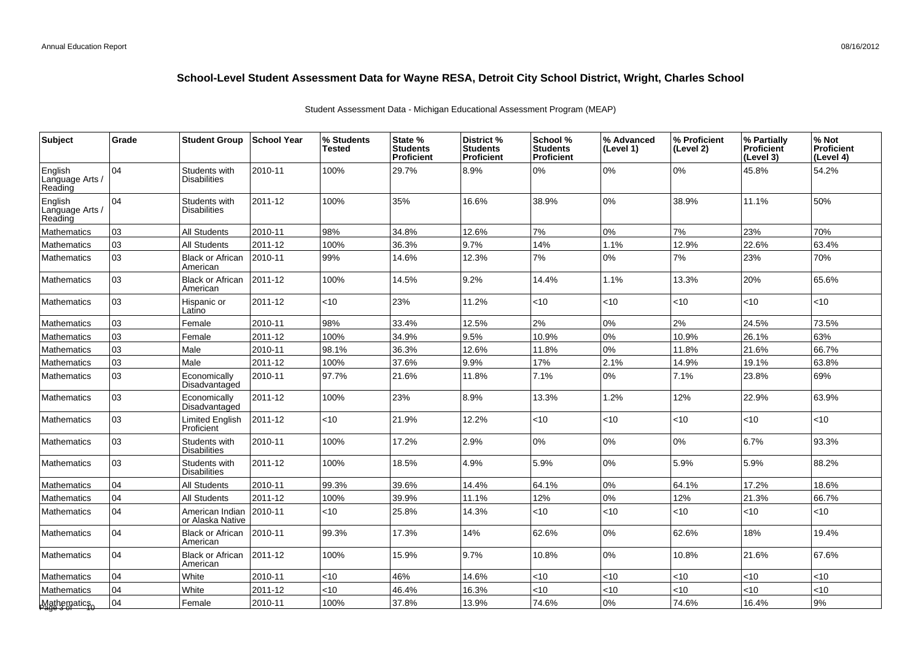# School-Level Student Assessment Data for Wayne RESA, Detroit City School District, Wright, Charles School

Student Assessment Data - Michigan Educational Assessment Program (MEAP)

| Subject | Grade | Student Group | School Year | % Students Tested | State % Students Proficient | District % Students Proficient | School % Students Proficient | % Advanced (Level 1) | % Proficient (Level 2) | % Partially Proficient (Level 3) | % Not Proficient (Level 4) |
|---|---|---|---|---|---|---|---|---|---|---|---|
| English Language Arts / Reading | 04 | Students with Disabilities | 2010-11 | 100% | 29.7% | 8.9% | 0% | 0% | 0% | 45.8% | 54.2% |
| English Language Arts / Reading | 04 | Students with Disabilities | 2011-12 | 100% | 35% | 16.6% | 38.9% | 0% | 38.9% | 11.1% | 50% |
| Mathematics | 03 | All Students | 2010-11 | 98% | 34.8% | 12.6% | 7% | 0% | 7% | 23% | 70% |
| Mathematics | 03 | All Students | 2011-12 | 100% | 36.3% | 9.7% | 14% | 1.1% | 12.9% | 22.6% | 63.4% |
| Mathematics | 03 | Black or African American | 2010-11 | 99% | 14.6% | 12.3% | 7% | 0% | 7% | 23% | 70% |
| Mathematics | 03 | Black or African American | 2011-12 | 100% | 14.5% | 9.2% | 14.4% | 1.1% | 13.3% | 20% | 65.6% |
| Mathematics | 03 | Hispanic or Latino | 2011-12 | <10 | 23% | 11.2% | <10 | <10 | <10 | <10 | <10 |
| Mathematics | 03 | Female | 2010-11 | 98% | 33.4% | 12.5% | 2% | 0% | 2% | 24.5% | 73.5% |
| Mathematics | 03 | Female | 2011-12 | 100% | 34.9% | 9.5% | 10.9% | 0% | 10.9% | 26.1% | 63% |
| Mathematics | 03 | Male | 2010-11 | 98.1% | 36.3% | 12.6% | 11.8% | 0% | 11.8% | 21.6% | 66.7% |
| Mathematics | 03 | Male | 2011-12 | 100% | 37.6% | 9.9% | 17% | 2.1% | 14.9% | 19.1% | 63.8% |
| Mathematics | 03 | Economically Disadvantaged | 2010-11 | 97.7% | 21.6% | 11.8% | 7.1% | 0% | 7.1% | 23.8% | 69% |
| Mathematics | 03 | Economically Disadvantaged | 2011-12 | 100% | 23% | 8.9% | 13.3% | 1.2% | 12% | 22.9% | 63.9% |
| Mathematics | 03 | Limited English Proficient | 2011-12 | <10 | 21.9% | 12.2% | <10 | <10 | <10 | <10 | <10 |
| Mathematics | 03 | Students with Disabilities | 2010-11 | 100% | 17.2% | 2.9% | 0% | 0% | 0% | 6.7% | 93.3% |
| Mathematics | 03 | Students with Disabilities | 2011-12 | 100% | 18.5% | 4.9% | 5.9% | 0% | 5.9% | 5.9% | 88.2% |
| Mathematics | 04 | All Students | 2010-11 | 99.3% | 39.6% | 14.4% | 64.1% | 0% | 64.1% | 17.2% | 18.6% |
| Mathematics | 04 | All Students | 2011-12 | 100% | 39.9% | 11.1% | 12% | 0% | 12% | 21.3% | 66.7% |
| Mathematics | 04 | American Indian or Alaska Native | 2010-11 | <10 | 25.8% | 14.3% | <10 | <10 | <10 | <10 | <10 |
| Mathematics | 04 | Black or African American | 2010-11 | 99.3% | 17.3% | 14% | 62.6% | 0% | 62.6% | 18% | 19.4% |
| Mathematics | 04 | Black or African American | 2011-12 | 100% | 15.9% | 9.7% | 10.8% | 0% | 10.8% | 21.6% | 67.6% |
| Mathematics | 04 | White | 2010-11 | <10 | 46% | 14.6% | <10 | <10 | <10 | <10 | <10 |
| Mathematics | 04 | White | 2011-12 | <10 | 46.4% | 16.3% | <10 | <10 | <10 | <10 | <10 |
| Mathematics | 04 | Female | 2010-11 | 100% | 37.8% | 13.9% | 74.6% | 0% | 74.6% | 16.4% | 9% |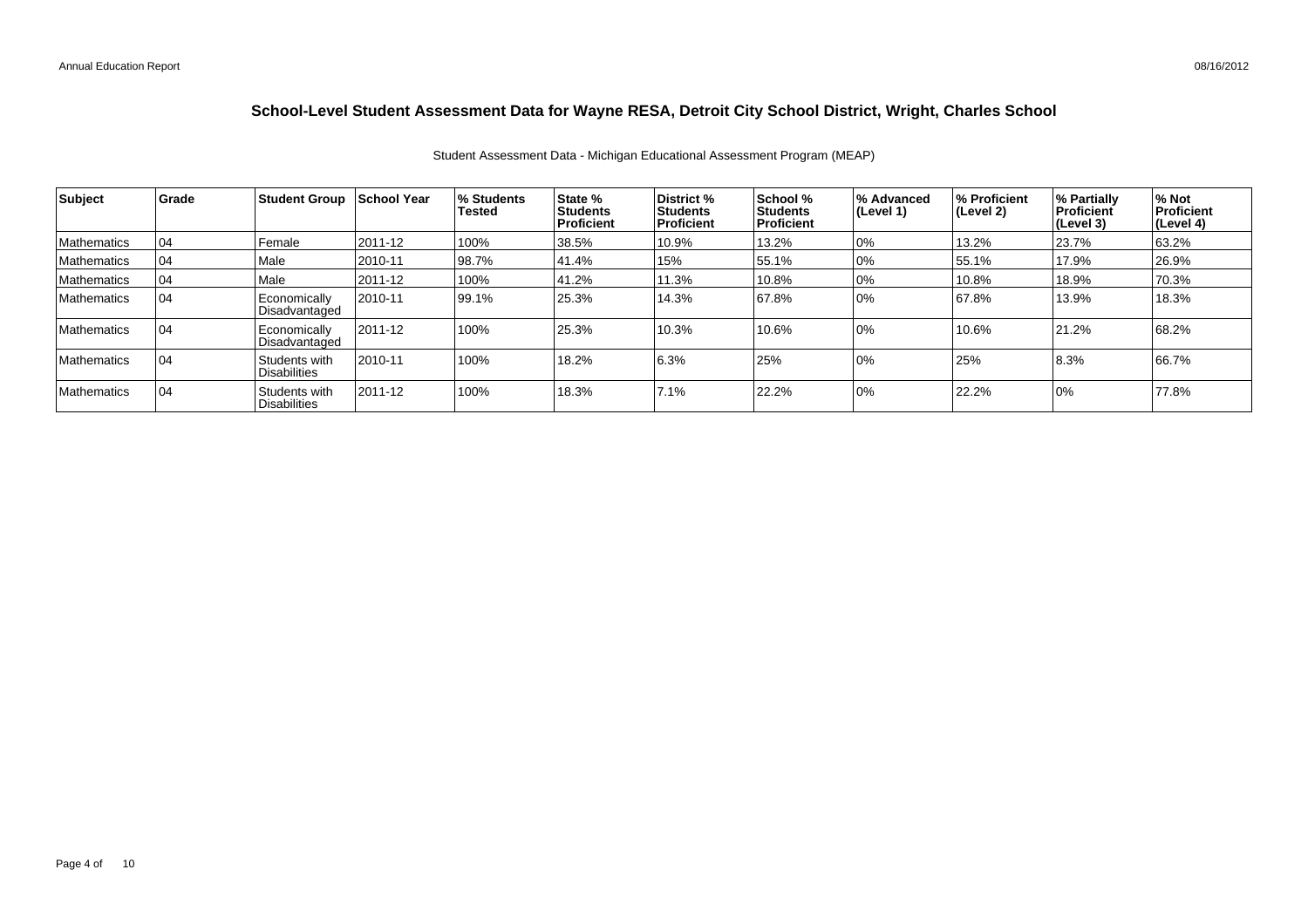# School-Level Student Assessment Data for Wayne RESA, Detroit City School District, Wright, Charles School

Student Assessment Data - Michigan Educational Assessment Program (MEAP)

| Subject | Grade | Student Group | School Year | % Students Tested | State % Students Proficient | District % Students Proficient | School % Students Proficient | % Advanced (Level 1) | % Proficient (Level 2) | % Partially Proficient (Level 3) | % Not Proficient (Level 4) |
|---|---|---|---|---|---|---|---|---|---|---|---|
| Mathematics | 04 | Female | 2011-12 | 100% | 38.5% | 10.9% | 13.2% | 0% | 13.2% | 23.7% | 63.2% |
| Mathematics | 04 | Male | 2010-11 | 98.7% | 41.4% | 15% | 55.1% | 0% | 55.1% | 17.9% | 26.9% |
| Mathematics | 04 | Male | 2011-12 | 100% | 41.2% | 11.3% | 10.8% | 0% | 10.8% | 18.9% | 70.3% |
| Mathematics | 04 | Economically Disadvantaged | 2010-11 | 99.1% | 25.3% | 14.3% | 67.8% | 0% | 67.8% | 13.9% | 18.3% |
| Mathematics | 04 | Economically Disadvantaged | 2011-12 | 100% | 25.3% | 10.3% | 10.6% | 0% | 10.6% | 21.2% | 68.2% |
| Mathematics | 04 | Students with Disabilities | 2010-11 | 100% | 18.2% | 6.3% | 25% | 0% | 25% | 8.3% | 66.7% |
| Mathematics | 04 | Students with Disabilities | 2011-12 | 100% | 18.3% | 7.1% | 22.2% | 0% | 22.2% | 0% | 77.8% |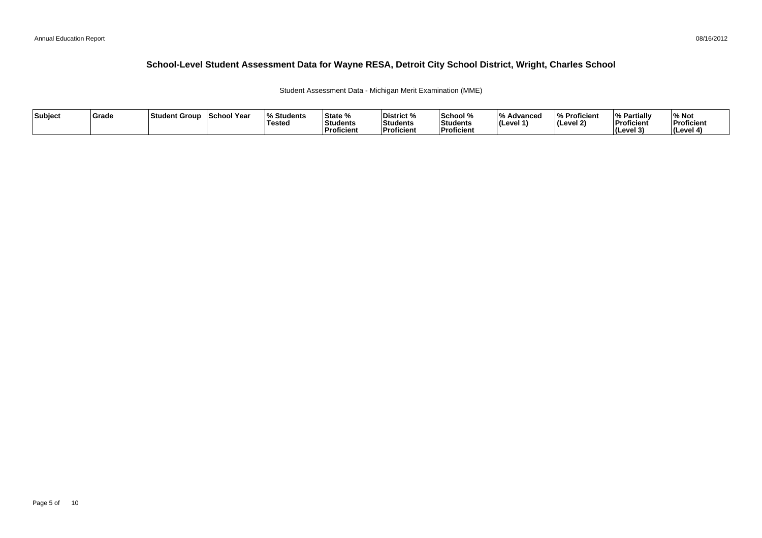## School-Level Student Assessment Data for Wayne RESA, Detroit City School District, Wright, Charles School

Student Assessment Data - Michigan Merit Examination (MME)

| Subject | Grade | Student Group | School Year | % Students Tested | State % Students Proficient | District % Students Proficient | School % Students Proficient | % Advanced (Level 1) | % Proficient (Level 2) | % Partially Proficient (Level 3) | % Not Proficient (Level 4) |
|---|---|---|---|---|---|---|---|---|---|---|---|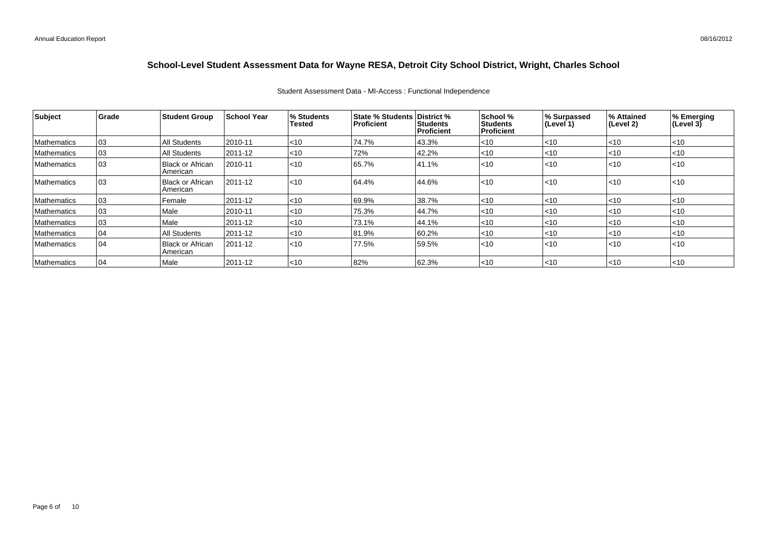# School-Level Student Assessment Data for Wayne RESA, Detroit City School District, Wright, Charles School

Student Assessment Data - MI-Access : Functional Independence

| Subject | Grade | Student Group | School Year | % Students Tested | State % Students Proficient | District % Students Proficient | School % Students Proficient | % Surpassed (Level 1) | % Attained (Level 2) | % Emerging (Level 3) |
|---|---|---|---|---|---|---|---|---|---|---|
| Mathematics | 03 | All Students | 2010-11 | <10 | 74.7% | 43.3% | <10 | <10 | <10 | <10 |
| Mathematics | 03 | All Students | 2011-12 | <10 | 72% | 42.2% | <10 | <10 | <10 | <10 |
| Mathematics | 03 | Black or African American | 2010-11 | <10 | 65.7% | 41.1% | <10 | <10 | <10 | <10 |
| Mathematics | 03 | Black or African American | 2011-12 | <10 | 64.4% | 44.6% | <10 | <10 | <10 | <10 |
| Mathematics | 03 | Female | 2011-12 | <10 | 69.9% | 38.7% | <10 | <10 | <10 | <10 |
| Mathematics | 03 | Male | 2010-11 | <10 | 75.3% | 44.7% | <10 | <10 | <10 | <10 |
| Mathematics | 03 | Male | 2011-12 | <10 | 73.1% | 44.1% | <10 | <10 | <10 | <10 |
| Mathematics | 04 | All Students | 2011-12 | <10 | 81.9% | 60.2% | <10 | <10 | <10 | <10 |
| Mathematics | 04 | Black or African American | 2011-12 | <10 | 77.5% | 59.5% | <10 | <10 | <10 | <10 |
| Mathematics | 04 | Male | 2011-12 | <10 | 82% | 62.3% | <10 | <10 | <10 | <10 |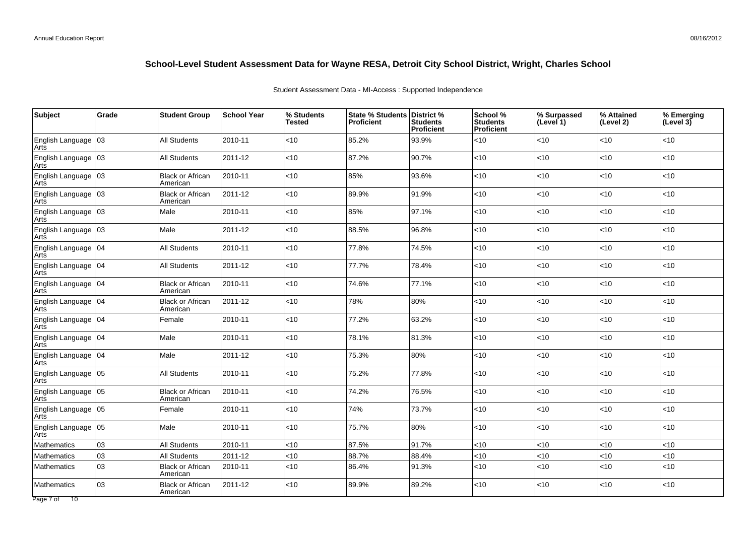# School-Level Student Assessment Data for Wayne RESA, Detroit City School District, Wright, Charles School

Student Assessment Data - MI-Access : Supported Independence

| Subject | Grade | Student Group | School Year | % Students Tested | State % Students Proficient | District % Students Proficient | School % Students Proficient | % Surpassed (Level 1) | % Attained (Level 2) | % Emerging (Level 3) |
|---|---|---|---|---|---|---|---|---|---|---|
| English Language Arts | 03 | All Students | 2010-11 | <10 | 85.2% | 93.9% | <10 | <10 | <10 | <10 |
| English Language Arts | 03 | All Students | 2011-12 | <10 | 87.2% | 90.7% | <10 | <10 | <10 | <10 |
| English Language Arts | 03 | Black or African American | 2010-11 | <10 | 85% | 93.6% | <10 | <10 | <10 | <10 |
| English Language Arts | 03 | Black or African American | 2011-12 | <10 | 89.9% | 91.9% | <10 | <10 | <10 | <10 |
| English Language Arts | 03 | Male | 2010-11 | <10 | 85% | 97.1% | <10 | <10 | <10 | <10 |
| English Language Arts | 03 | Male | 2011-12 | <10 | 88.5% | 96.8% | <10 | <10 | <10 | <10 |
| English Language Arts | 04 | All Students | 2010-11 | <10 | 77.8% | 74.5% | <10 | <10 | <10 | <10 |
| English Language Arts | 04 | All Students | 2011-12 | <10 | 77.7% | 78.4% | <10 | <10 | <10 | <10 |
| English Language Arts | 04 | Black or African American | 2010-11 | <10 | 74.6% | 77.1% | <10 | <10 | <10 | <10 |
| English Language Arts | 04 | Black or African American | 2011-12 | <10 | 78% | 80% | <10 | <10 | <10 | <10 |
| English Language Arts | 04 | Female | 2010-11 | <10 | 77.2% | 63.2% | <10 | <10 | <10 | <10 |
| English Language Arts | 04 | Male | 2010-11 | <10 | 78.1% | 81.3% | <10 | <10 | <10 | <10 |
| English Language Arts | 04 | Male | 2011-12 | <10 | 75.3% | 80% | <10 | <10 | <10 | <10 |
| English Language Arts | 05 | All Students | 2010-11 | <10 | 75.2% | 77.8% | <10 | <10 | <10 | <10 |
| English Language Arts | 05 | Black or African American | 2010-11 | <10 | 74.2% | 76.5% | <10 | <10 | <10 | <10 |
| English Language Arts | 05 | Female | 2010-11 | <10 | 74% | 73.7% | <10 | <10 | <10 | <10 |
| English Language Arts | 05 | Male | 2010-11 | <10 | 75.7% | 80% | <10 | <10 | <10 | <10 |
| Mathematics | 03 | All Students | 2010-11 | <10 | 87.5% | 91.7% | <10 | <10 | <10 | <10 |
| Mathematics | 03 | All Students | 2011-12 | <10 | 88.7% | 88.4% | <10 | <10 | <10 | <10 |
| Mathematics | 03 | Black or African American | 2010-11 | <10 | 86.4% | 91.3% | <10 | <10 | <10 | <10 |
| Mathematics | 03 | Black or African American | 2011-12 | <10 | 89.9% | 89.2% | <10 | <10 | <10 | <10 |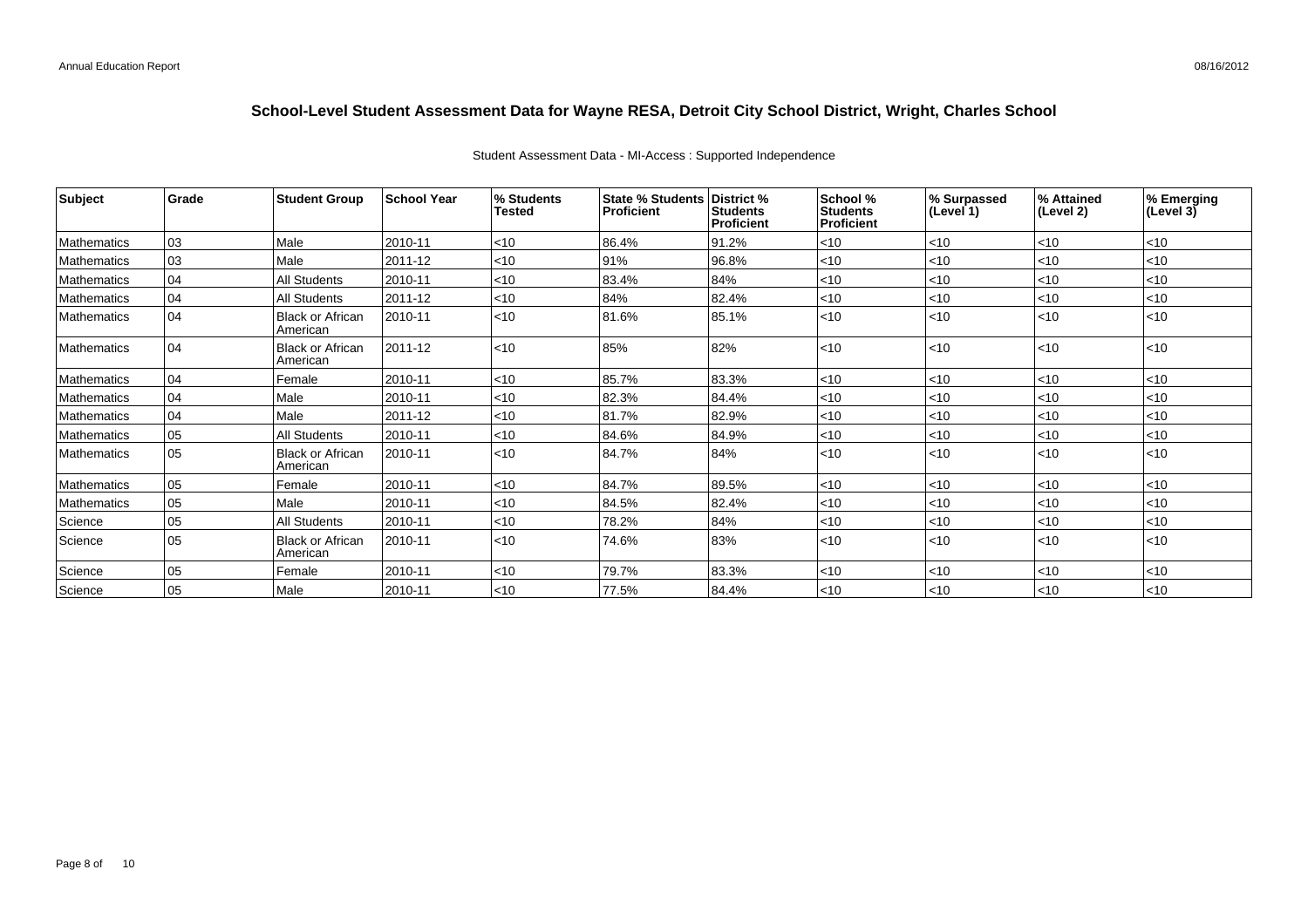# School-Level Student Assessment Data for Wayne RESA, Detroit City School District, Wright, Charles School

Student Assessment Data - MI-Access : Supported Independence

| Subject | Grade | Student Group | School Year | % Students Tested | State % Students Proficient | District % Students Proficient | School % Students Proficient | % Surpassed (Level 1) | % Attained (Level 2) | % Emerging (Level 3) |
|---|---|---|---|---|---|---|---|---|---|---|
| Mathematics | 03 | Male | 2010-11 | <10 | 86.4% | 91.2% | <10 | <10 | <10 | <10 |
| Mathematics | 03 | Male | 2011-12 | <10 | 91% | 96.8% | <10 | <10 | <10 | <10 |
| Mathematics | 04 | All Students | 2010-11 | <10 | 83.4% | 84% | <10 | <10 | <10 | <10 |
| Mathematics | 04 | All Students | 2011-12 | <10 | 84% | 82.4% | <10 | <10 | <10 | <10 |
| Mathematics | 04 | Black or African American | 2010-11 | <10 | 81.6% | 85.1% | <10 | <10 | <10 | <10 |
| Mathematics | 04 | Black or African American | 2011-12 | <10 | 85% | 82% | <10 | <10 | <10 | <10 |
| Mathematics | 04 | Female | 2010-11 | <10 | 85.7% | 83.3% | <10 | <10 | <10 | <10 |
| Mathematics | 04 | Male | 2010-11 | <10 | 82.3% | 84.4% | <10 | <10 | <10 | <10 |
| Mathematics | 04 | Male | 2011-12 | <10 | 81.7% | 82.9% | <10 | <10 | <10 | <10 |
| Mathematics | 05 | All Students | 2010-11 | <10 | 84.6% | 84.9% | <10 | <10 | <10 | <10 |
| Mathematics | 05 | Black or African American | 2010-11 | <10 | 84.7% | 84% | <10 | <10 | <10 | <10 |
| Mathematics | 05 | Female | 2010-11 | <10 | 84.7% | 89.5% | <10 | <10 | <10 | <10 |
| Mathematics | 05 | Male | 2010-11 | <10 | 84.5% | 82.4% | <10 | <10 | <10 | <10 |
| Science | 05 | All Students | 2010-11 | <10 | 78.2% | 84% | <10 | <10 | <10 | <10 |
| Science | 05 | Black or African American | 2010-11 | <10 | 74.6% | 83% | <10 | <10 | <10 | <10 |
| Science | 05 | Female | 2010-11 | <10 | 79.7% | 83.3% | <10 | <10 | <10 | <10 |
| Science | 05 | Male | 2010-11 | <10 | 77.5% | 84.4% | <10 | <10 | <10 | <10 |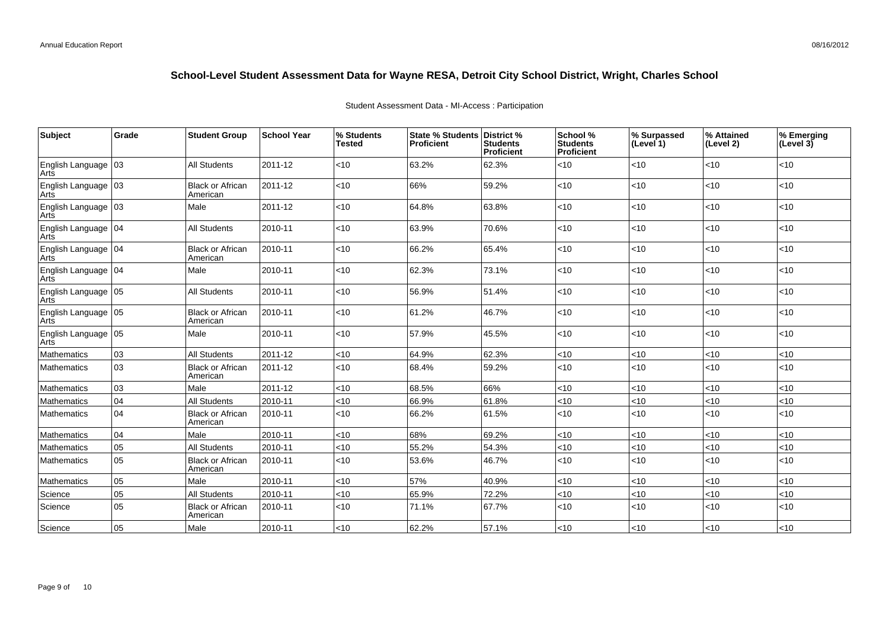## School-Level Student Assessment Data for Wayne RESA, Detroit City School District, Wright, Charles School

Student Assessment Data - MI-Access : Participation

| Subject | Grade | Student Group | School Year | % Students Tested | State % Students Proficient | District % Students Proficient | School % Students Proficient | % Surpassed (Level 1) | % Attained (Level 2) | % Emerging (Level 3) |
|---|---|---|---|---|---|---|---|---|---|---|
| English Language Arts | 03 | All Students | 2011-12 | <10 | 63.2% | 62.3% | <10 | <10 | <10 | <10 |
| English Language Arts | 03 | Black or African American | 2011-12 | <10 | 66% | 59.2% | <10 | <10 | <10 | <10 |
| English Language Arts | 03 | Male | 2011-12 | <10 | 64.8% | 63.8% | <10 | <10 | <10 | <10 |
| English Language Arts | 04 | All Students | 2010-11 | <10 | 63.9% | 70.6% | <10 | <10 | <10 | <10 |
| English Language Arts | 04 | Black or African American | 2010-11 | <10 | 66.2% | 65.4% | <10 | <10 | <10 | <10 |
| English Language Arts | 04 | Male | 2010-11 | <10 | 62.3% | 73.1% | <10 | <10 | <10 | <10 |
| English Language Arts | 05 | All Students | 2010-11 | <10 | 56.9% | 51.4% | <10 | <10 | <10 | <10 |
| English Language Arts | 05 | Black or African American | 2010-11 | <10 | 61.2% | 46.7% | <10 | <10 | <10 | <10 |
| English Language Arts | 05 | Male | 2010-11 | <10 | 57.9% | 45.5% | <10 | <10 | <10 | <10 |
| Mathematics | 03 | All Students | 2011-12 | <10 | 64.9% | 62.3% | <10 | <10 | <10 | <10 |
| Mathematics | 03 | Black or African American | 2011-12 | <10 | 68.4% | 59.2% | <10 | <10 | <10 | <10 |
| Mathematics | 03 | Male | 2011-12 | <10 | 68.5% | 66% | <10 | <10 | <10 | <10 |
| Mathematics | 04 | All Students | 2010-11 | <10 | 66.9% | 61.8% | <10 | <10 | <10 | <10 |
| Mathematics | 04 | Black or African American | 2010-11 | <10 | 66.2% | 61.5% | <10 | <10 | <10 | <10 |
| Mathematics | 04 | Male | 2010-11 | <10 | 68% | 69.2% | <10 | <10 | <10 | <10 |
| Mathematics | 05 | All Students | 2010-11 | <10 | 55.2% | 54.3% | <10 | <10 | <10 | <10 |
| Mathematics | 05 | Black or African American | 2010-11 | <10 | 53.6% | 46.7% | <10 | <10 | <10 | <10 |
| Mathematics | 05 | Male | 2010-11 | <10 | 57% | 40.9% | <10 | <10 | <10 | <10 |
| Science | 05 | All Students | 2010-11 | <10 | 65.9% | 72.2% | <10 | <10 | <10 | <10 |
| Science | 05 | Black or African American | 2010-11 | <10 | 71.1% | 67.7% | <10 | <10 | <10 | <10 |
| Science | 05 | Male | 2010-11 | <10 | 62.2% | 57.1% | <10 | <10 | <10 | <10 |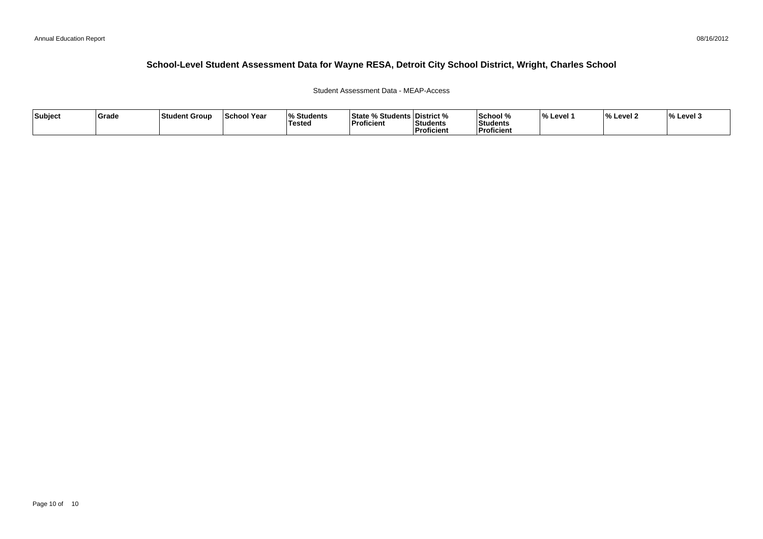# School-Level Student Assessment Data for Wayne RESA, Detroit City School District, Wright, Charles School

Student Assessment Data - MEAP-Access

| Subject | Grade | Student Group | School Year | % Students Tested | State % Students Proficient | District % Students Proficient | School % Students Proficient | % Level 1 | % Level 2 | % Level 3 |
|---|---|---|---|---|---|---|---|---|---|---|